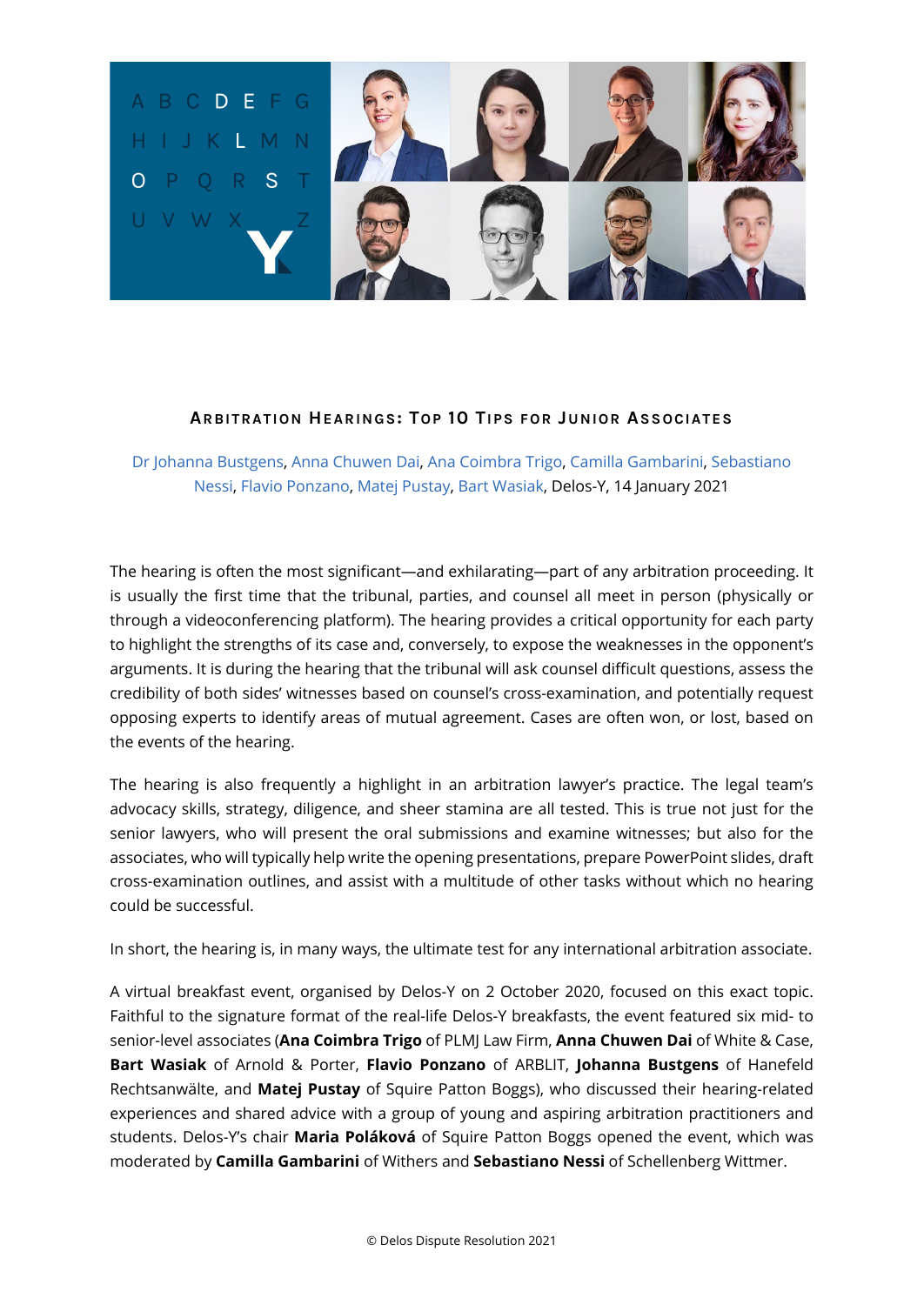# Arbitration Hearings: Top 10 Tips for Junior Associates

Dr Johanna Bustgens, Anna Chuwen Dai, Ana Coimbra Trigo, Camilla Gambarini, Sebastiano Nessi, Flavio Ponzano, Matej Pustay, Bart Wasiak, Delos-Y, 14 January 2021

The hearing is often the most significant—and exhilarating—part of any arbitration proceeding. It is usually the first time that the tribunal, parties, and counsel all meet in person (physically or through a videoconferencing platform). The hearing provides a critical opportunity for each party to highlight the strengths of its case and, conversely, to expose the weaknesses in the opponent's arguments. It is during the hearing that the tribunal will ask counsel difficult questions, assess the credibility of both sides' witnesses based on counsel's cross-examination, and potentially request opposing experts to identify areas of mutual agreement. Cases are often won, or lost, based on the events of the hearing.

The hearing is also frequently a highlight in an arbitration lawyer's practice. The legal team's advocacy skills, strategy, diligence, and sheer stamina are all tested. This is true not just for the senior lawyers, who will present the oral submissions and examine witnesses; but also for the associates, who will typically help write the opening presentations, prepare PowerPoint slides, draft cross-examination outlines, and assist with a multitude of other tasks without which no hearing could be successful.

In short, the hearing is, in many ways, the ultimate test for any international arbitration associate.

A virtual breakfast event, organised by Delos-Y on 2 October 2020, focused on this exact topic. Faithful to the signature format of the real-life Delos-Y breakfasts, the event featured six mid- to senior-level associates (**Ana Coimbra Trigo** of PLMJ Law Firm, **Anna Chuwen Dai** of White & Case, **Bart Wasiak** of Arnold & Porter, **Flavio Ponzano** of ARBLIT, **Johanna Bustgens** of Hanefeld Rechtsanwälte, and **Matej Pustay** of Squire Patton Boggs), who discussed their hearing-related experiences and shared advice with a group of young and aspiring arbitration practitioners and students. Delos-Y's chair **Maria Poláková** of Squire Patton Boggs opened the event, which was moderated by **Camilla Gambarini** of Withers and **Sebastiano Nessi** of Schellenberg Wittmer.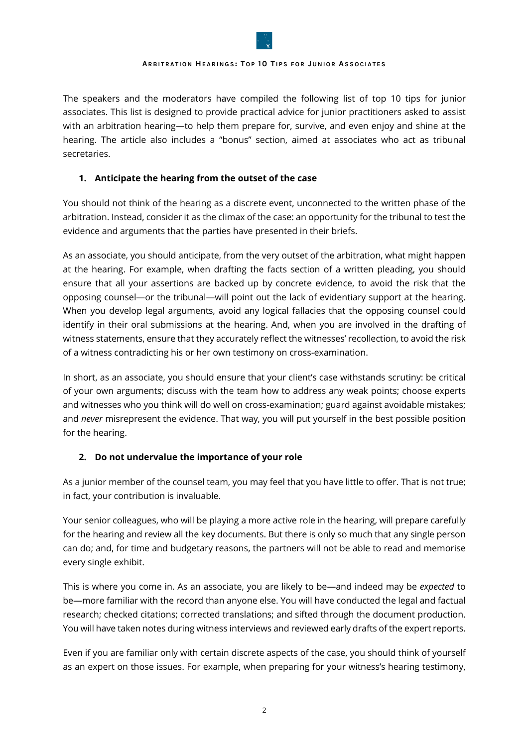The speakers and the moderators have compiled the following list of top 10 tips for junior associates. This list is designed to provide practical advice for junior practitioners asked to assist with an arbitration hearing—to help them prepare for, survive, and even enjoy and shine at the hearing. The article also includes a "bonus" section, aimed at associates who act as tribunal secretaries.

### 1. Anticipate the hearing from the outset of the case

You should not think of the hearing as a discrete event, unconnected to the written phase of the arbitration. Instead, consider it as the climax of the case: an opportunity for the tribunal to test the evidence and arguments that the parties have presented in their briefs.

As an associate, you should anticipate, from the very outset of the arbitration, what might happen at the hearing. For example, when drafting the facts section of a written pleading, you should ensure that all your assertions are backed up by concrete evidence, to avoid the risk that the opposing counsel—or the tribunal—will point out the lack of evidentiary support at the hearing. When you develop legal arguments, avoid any logical fallacies that the opposing counsel could identify in their oral submissions at the hearing. And, when you are involved in the drafting of witness statements, ensure that they accurately reflect the witnesses' recollection, to avoid the risk of a witness contradicting his or her own testimony on cross-examination.

In short, as an associate, you should ensure that your client's case withstands scrutiny: be critical of your own arguments; discuss with the team how to address any weak points; choose experts and witnesses who you think will do well on cross-examination; guard against avoidable mistakes; and *never* misrepresent the evidence. That way, you will put yourself in the best possible position for the hearing.

### 2. Do not undervalue the importance of your role

As a junior member of the counsel team, you may feel that you have little to offer. That is not true; in fact, your contribution is invaluable.

Your senior colleagues, who will be playing a more active role in the hearing, will prepare carefully for the hearing and review all the key documents. But there is only so much that any single person can do; and, for time and budgetary reasons, the partners will not be able to read and memorise every single exhibit.

This is where you come in. As an associate, you are likely to be—and indeed may be *expected* to be—more familiar with the record than anyone else. You will have conducted the legal and factual research; checked citations; corrected translations; and sifted through the document production. You will have taken notes during witness interviews and reviewed early drafts of the expert reports.

Even if you are familiar only with certain discrete aspects of the case, you should think of yourself as an expert on those issues. For example, when preparing for your witness's hearing testimony,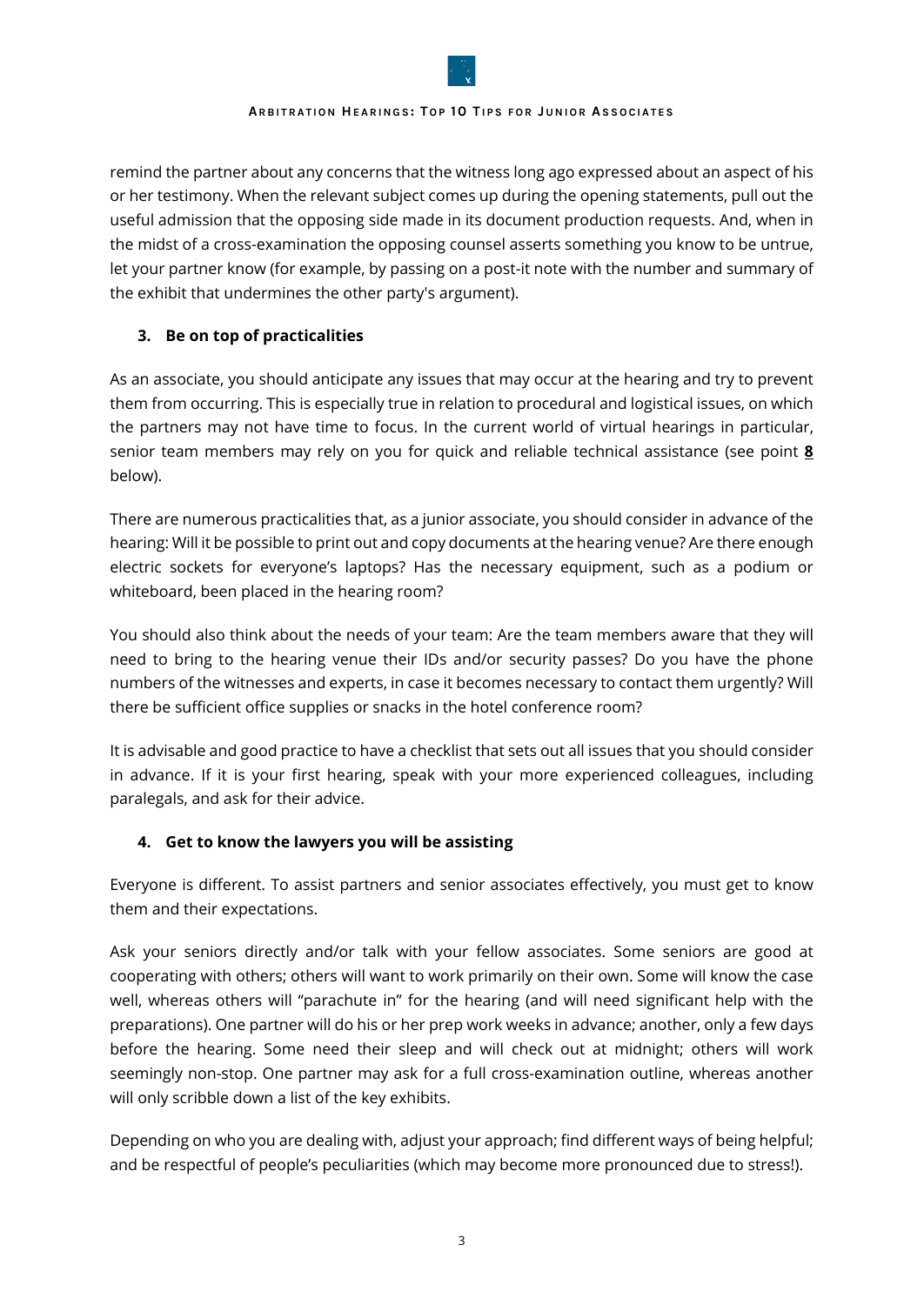remind the partner about any concerns that the witness long ago expressed about an aspect of his or her testimony. When the relevant subject comes up during the opening statements, pull out the useful admission that the opposing side made in its document production requests. And, when in the midst of a cross-examination the opposing counsel asserts something you know to be untrue, let your partner know (for example, by passing on a post-it note with the number and summary of the exhibit that undermines the other party's argument).

### 3. Be on top of practicalities

As an associate, you should anticipate any issues that may occur at the hearing and try to prevent them from occurring. This is especially true in relation to procedural and logistical issues, on which the partners may not have time to focus. In the current world of virtual hearings in particular, senior team members may rely on you for quick and reliable technical assistance (see point **8** below).

There are numerous practicalities that, as a junior associate, you should consider in advance of the hearing: Will it be possible to print out and copy documents at the hearing venue? Are there enough electric sockets for everyone's laptops? Has the necessary equipment, such as a podium or whiteboard, been placed in the hearing room?

You should also think about the needs of your team: Are the team members aware that they will need to bring to the hearing venue their IDs and/or security passes? Do you have the phone numbers of the witnesses and experts, in case it becomes necessary to contact them urgently? Will there be sufficient office supplies or snacks in the hotel conference room?

It is advisable and good practice to have a checklist that sets out all issues that you should consider in advance. If it is your first hearing, speak with your more experienced colleagues, including paralegals, and ask for their advice.

### 4. Get to know the lawyers you will be assisting

Everyone is different. To assist partners and senior associates effectively, you must get to know them and their expectations.

Ask your seniors directly and/or talk with your fellow associates. Some seniors are good at cooperating with others; others will want to work primarily on their own. Some will know the case well, whereas others will "parachute in" for the hearing (and will need significant help with the preparations). One partner will do his or her prep work weeks in advance; another, only a few days before the hearing. Some need their sleep and will check out at midnight; others will work seemingly non-stop. One partner may ask for a full cross-examination outline, whereas another will only scribble down a list of the key exhibits.

Depending on who you are dealing with, adjust your approach; find different ways of being helpful; and be respectful of people's peculiarities (which may become more pronounced due to stress!).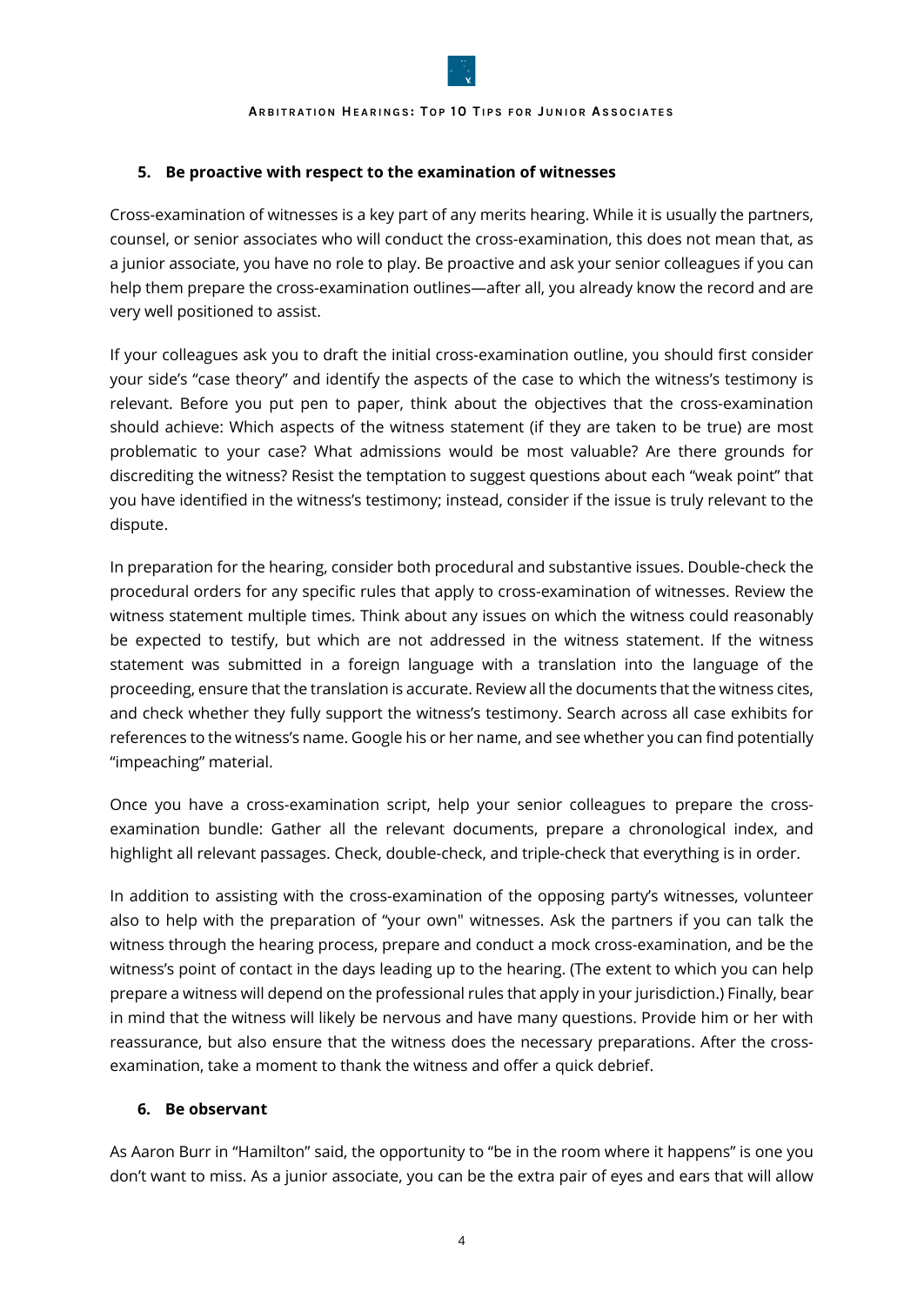## 5. Be proactive with respect to the examination of witnesses

Cross-examination of witnesses is a key part of any merits hearing. While it is usually the partners, counsel, or senior associates who will conduct the cross-examination, this does not mean that, as a junior associate, you have no role to play. Be proactive and ask your senior colleagues if you can help them prepare the cross-examination outlines—after all, you already know the record and are very well positioned to assist.

If your colleagues ask you to draft the initial cross-examination outline, you should first consider your side's "case theory" and identify the aspects of the case to which the witness's testimony is relevant. Before you put pen to paper, think about the objectives that the cross-examination should achieve: Which aspects of the witness statement (if they are taken to be true) are most problematic to your case? What admissions would be most valuable? Are there grounds for discrediting the witness? Resist the temptation to suggest questions about each "weak point" that you have identified in the witness's testimony; instead, consider if the issue is truly relevant to the dispute.

In preparation for the hearing, consider both procedural and substantive issues. Double-check the procedural orders for any specific rules that apply to cross-examination of witnesses. Review the witness statement multiple times. Think about any issues on which the witness could reasonably be expected to testify, but which are not addressed in the witness statement. If the witness statement was submitted in a foreign language with a translation into the language of the proceeding, ensure that the translation is accurate. Review all the documents that the witness cites, and check whether they fully support the witness's testimony. Search across all case exhibits for references to the witness's name. Google his or her name, and see whether you can find potentially "impeaching" material.

Once you have a cross-examination script, help your senior colleagues to prepare the cross-examination bundle: Gather all the relevant documents, prepare a chronological index, and highlight all relevant passages. Check, double-check, and triple-check that everything is in order.

In addition to assisting with the cross-examination of the opposing party's witnesses, volunteer also to help with the preparation of "your own" witnesses. Ask the partners if you can talk the witness through the hearing process, prepare and conduct a mock cross-examination, and be the witness's point of contact in the days leading up to the hearing. (The extent to which you can help prepare a witness will depend on the professional rules that apply in your jurisdiction.) Finally, bear in mind that the witness will likely be nervous and have many questions. Provide him or her with reassurance, but also ensure that the witness does the necessary preparations. After the cross-examination, take a moment to thank the witness and offer a quick debrief.

## 6. Be observant

As Aaron Burr in "Hamilton" said, the opportunity to "be in the room where it happens" is one you don't want to miss. As a junior associate, you can be the extra pair of eyes and ears that will allow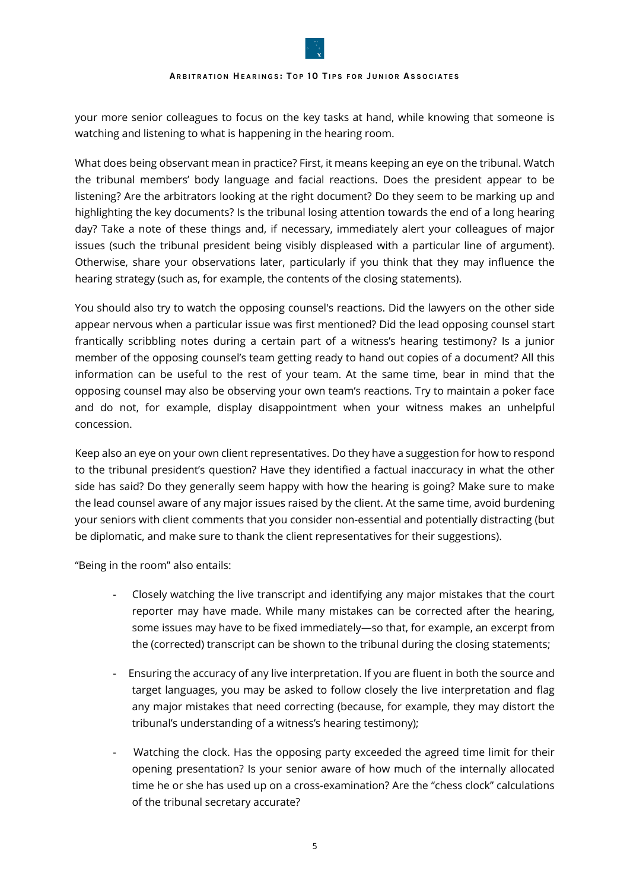your more senior colleagues to focus on the key tasks at hand, while knowing that someone is watching and listening to what is happening in the hearing room.

What does being observant mean in practice? First, it means keeping an eye on the tribunal. Watch the tribunal members' body language and facial reactions. Does the president appear to be listening? Are the arbitrators looking at the right document? Do they seem to be marking up and highlighting the key documents? Is the tribunal losing attention towards the end of a long hearing day? Take a note of these things and, if necessary, immediately alert your colleagues of major issues (such the tribunal president being visibly displeased with a particular line of argument). Otherwise, share your observations later, particularly if you think that they may influence the hearing strategy (such as, for example, the contents of the closing statements).

You should also try to watch the opposing counsel's reactions. Did the lawyers on the other side appear nervous when a particular issue was first mentioned? Did the lead opposing counsel start frantically scribbling notes during a certain part of a witness's hearing testimony? Is a junior member of the opposing counsel's team getting ready to hand out copies of a document? All this information can be useful to the rest of your team. At the same time, bear in mind that the opposing counsel may also be observing your own team's reactions. Try to maintain a poker face and do not, for example, display disappointment when your witness makes an unhelpful concession.

Keep also an eye on your own client representatives. Do they have a suggestion for how to respond to the tribunal president's question? Have they identified a factual inaccuracy in what the other side has said? Do they generally seem happy with how the hearing is going? Make sure to make the lead counsel aware of any major issues raised by the client. At the same time, avoid burdening your seniors with client comments that you consider non-essential and potentially distracting (but be diplomatic, and make sure to thank the client representatives for their suggestions).

"Being in the room" also entails:

- Closely watching the live transcript and identifying any major mistakes that the court reporter may have made. While many mistakes can be corrected after the hearing, some issues may have to be fixed immediately—so that, for example, an excerpt from the (corrected) transcript can be shown to the tribunal during the closing statements;
- Ensuring the accuracy of any live interpretation. If you are fluent in both the source and target languages, you may be asked to follow closely the live interpretation and flag any major mistakes that need correcting (because, for example, they may distort the tribunal's understanding of a witness's hearing testimony);
- Watching the clock. Has the opposing party exceeded the agreed time limit for their opening presentation? Is your senior aware of how much of the internally allocated time he or she has used up on a cross-examination? Are the "chess clock" calculations of the tribunal secretary accurate?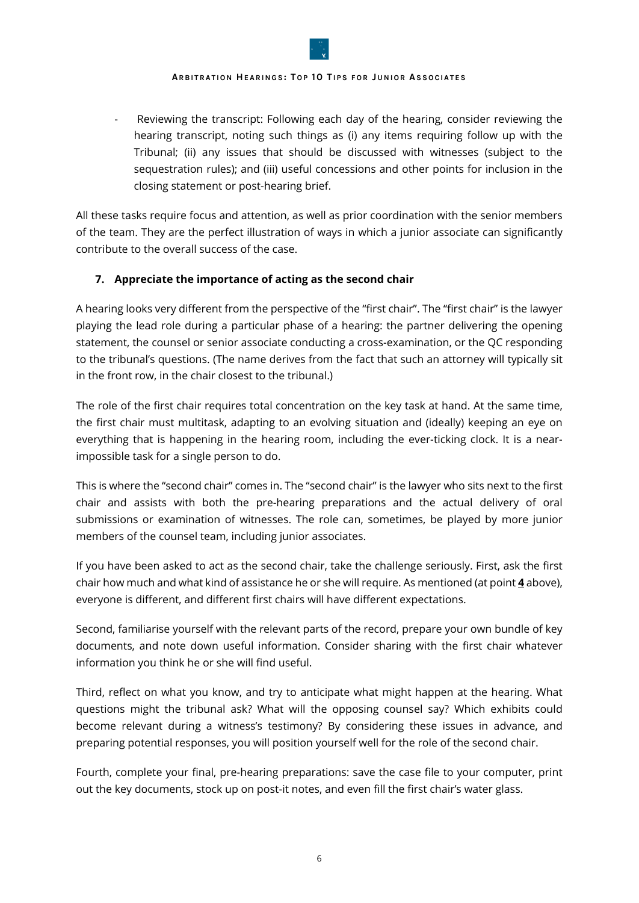- Reviewing the transcript: Following each day of the hearing, consider reviewing the hearing transcript, noting such things as (i) any items requiring follow up with the Tribunal; (ii) any issues that should be discussed with witnesses (subject to the sequestration rules); and (iii) useful concessions and other points for inclusion in the closing statement or post-hearing brief.

All these tasks require focus and attention, as well as prior coordination with the senior members of the team. They are the perfect illustration of ways in which a junior associate can significantly contribute to the overall success of the case.

## 7. Appreciate the importance of acting as the second chair

A hearing looks very different from the perspective of the "first chair". The "first chair" is the lawyer playing the lead role during a particular phase of a hearing: the partner delivering the opening statement, the counsel or senior associate conducting a cross-examination, or the QC responding to the tribunal's questions. (The name derives from the fact that such an attorney will typically sit in the front row, in the chair closest to the tribunal.)

The role of the first chair requires total concentration on the key task at hand. At the same time, the first chair must multitask, adapting to an evolving situation and (ideally) keeping an eye on everything that is happening in the hearing room, including the ever-ticking clock. It is a near-impossible task for a single person to do.

This is where the "second chair" comes in. The "second chair" is the lawyer who sits next to the first chair and assists with both the pre-hearing preparations and the actual delivery of oral submissions or examination of witnesses. The role can, sometimes, be played by more junior members of the counsel team, including junior associates.

If you have been asked to act as the second chair, take the challenge seriously. First, ask the first chair how much and what kind of assistance he or she will require. As mentioned (at point **4** above), everyone is different, and different first chairs will have different expectations.

Second, familiarise yourself with the relevant parts of the record, prepare your own bundle of key documents, and note down useful information. Consider sharing with the first chair whatever information you think he or she will find useful.

Third, reflect on what you know, and try to anticipate what might happen at the hearing. What questions might the tribunal ask? What will the opposing counsel say? Which exhibits could become relevant during a witness's testimony? By considering these issues in advance, and preparing potential responses, you will position yourself well for the role of the second chair.

Fourth, complete your final, pre-hearing preparations: save the case file to your computer, print out the key documents, stock up on post-it notes, and even fill the first chair's water glass.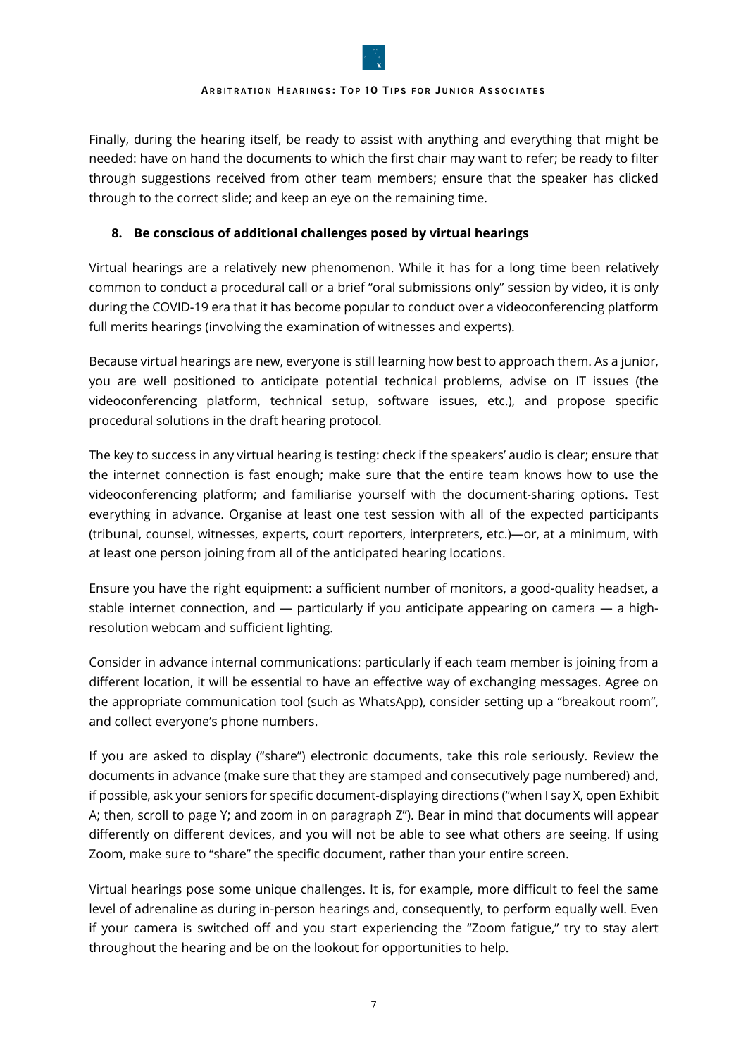Finally, during the hearing itself, be ready to assist with anything and everything that might be needed: have on hand the documents to which the first chair may want to refer; be ready to filter through suggestions received from other team members; ensure that the speaker has clicked through to the correct slide; and keep an eye on the remaining time.

### 8. Be conscious of additional challenges posed by virtual hearings

Virtual hearings are a relatively new phenomenon. While it has for a long time been relatively common to conduct a procedural call or a brief "oral submissions only" session by video, it is only during the COVID-19 era that it has become popular to conduct over a videoconferencing platform full merits hearings (involving the examination of witnesses and experts).

Because virtual hearings are new, everyone is still learning how best to approach them. As a junior, you are well positioned to anticipate potential technical problems, advise on IT issues (the videoconferencing platform, technical setup, software issues, etc.), and propose specific procedural solutions in the draft hearing protocol.

The key to success in any virtual hearing is testing: check if the speakers' audio is clear; ensure that the internet connection is fast enough; make sure that the entire team knows how to use the videoconferencing platform; and familiarise yourself with the document-sharing options. Test everything in advance. Organise at least one test session with all of the expected participants (tribunal, counsel, witnesses, experts, court reporters, interpreters, etc.)—or, at a minimum, with at least one person joining from all of the anticipated hearing locations.

Ensure you have the right equipment: a sufficient number of monitors, a good-quality headset, a stable internet connection, and — particularly if you anticipate appearing on camera — a high-resolution webcam and sufficient lighting.

Consider in advance internal communications: particularly if each team member is joining from a different location, it will be essential to have an effective way of exchanging messages. Agree on the appropriate communication tool (such as WhatsApp), consider setting up a "breakout room", and collect everyone's phone numbers.

If you are asked to display ("share") electronic documents, take this role seriously. Review the documents in advance (make sure that they are stamped and consecutively page numbered) and, if possible, ask your seniors for specific document-displaying directions ("when I say X, open Exhibit A; then, scroll to page Y; and zoom in on paragraph Z"). Bear in mind that documents will appear differently on different devices, and you will not be able to see what others are seeing. If using Zoom, make sure to "share" the specific document, rather than your entire screen.

Virtual hearings pose some unique challenges. It is, for example, more difficult to feel the same level of adrenaline as during in-person hearings and, consequently, to perform equally well. Even if your camera is switched off and you start experiencing the "Zoom fatigue," try to stay alert throughout the hearing and be on the lookout for opportunities to help.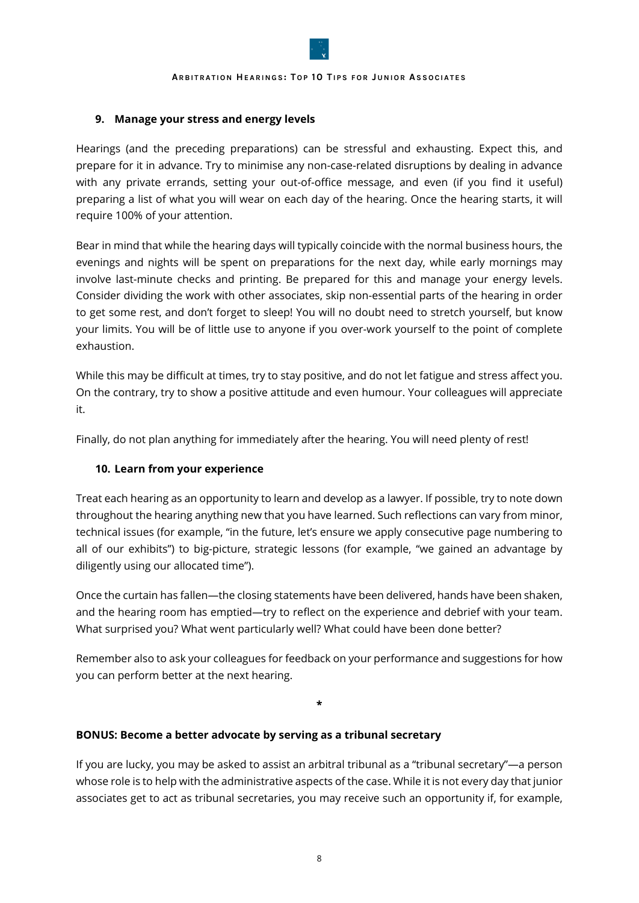### 9. Manage your stress and energy levels

Hearings (and the preceding preparations) can be stressful and exhausting. Expect this, and prepare for it in advance. Try to minimise any non-case-related disruptions by dealing in advance with any private errands, setting your out-of-office message, and even (if you find it useful) preparing a list of what you will wear on each day of the hearing. Once the hearing starts, it will require 100% of your attention.

Bear in mind that while the hearing days will typically coincide with the normal business hours, the evenings and nights will be spent on preparations for the next day, while early mornings may involve last-minute checks and printing. Be prepared for this and manage your energy levels. Consider dividing the work with other associates, skip non-essential parts of the hearing in order to get some rest, and don't forget to sleep! You will no doubt need to stretch yourself, but know your limits. You will be of little use to anyone if you over-work yourself to the point of complete exhaustion.

While this may be difficult at times, try to stay positive, and do not let fatigue and stress affect you. On the contrary, try to show a positive attitude and even humour. Your colleagues will appreciate it.

Finally, do not plan anything for immediately after the hearing. You will need plenty of rest!

### 10. Learn from your experience

Treat each hearing as an opportunity to learn and develop as a lawyer. If possible, try to note down throughout the hearing anything new that you have learned. Such reflections can vary from minor, technical issues (for example, "in the future, let's ensure we apply consecutive page numbering to all of our exhibits") to big-picture, strategic lessons (for example, "we gained an advantage by diligently using our allocated time").

Once the curtain has fallen—the closing statements have been delivered, hands have been shaken, and the hearing room has emptied—try to reflect on the experience and debrief with your team. What surprised you? What went particularly well? What could have been done better?

Remember also to ask your colleagues for feedback on your performance and suggestions for how you can perform better at the next hearing.

*

### BONUS: Become a better advocate by serving as a tribunal secretary

If you are lucky, you may be asked to assist an arbitral tribunal as a "tribunal secretary"—a person whose role is to help with the administrative aspects of the case. While it is not every day that junior associates get to act as tribunal secretaries, you may receive such an opportunity if, for example,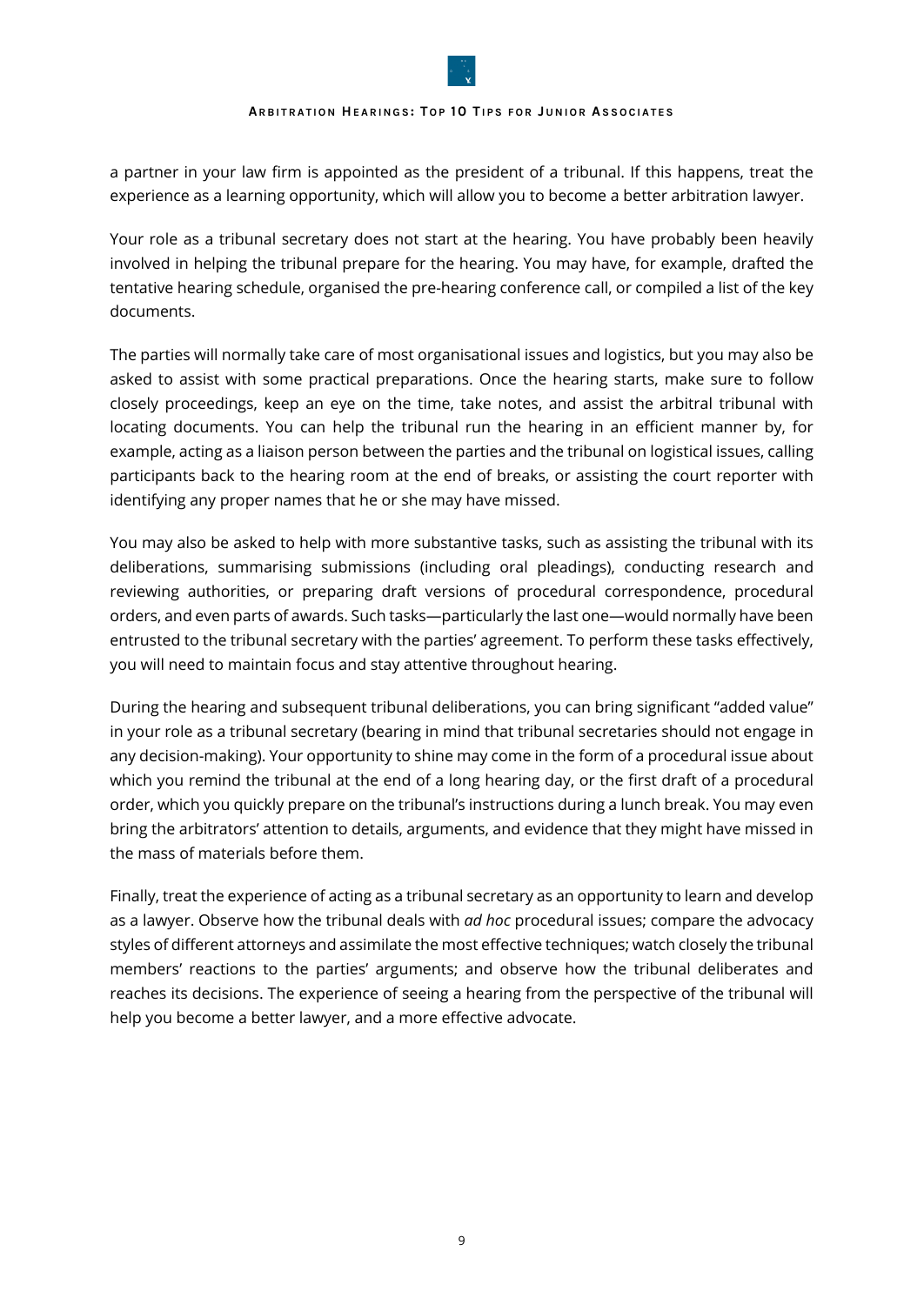a partner in your law firm is appointed as the president of a tribunal. If this happens, treat the experience as a learning opportunity, which will allow you to become a better arbitration lawyer.

Your role as a tribunal secretary does not start at the hearing. You have probably been heavily involved in helping the tribunal prepare for the hearing. You may have, for example, drafted the tentative hearing schedule, organised the pre-hearing conference call, or compiled a list of the key documents.

The parties will normally take care of most organisational issues and logistics, but you may also be asked to assist with some practical preparations. Once the hearing starts, make sure to follow closely proceedings, keep an eye on the time, take notes, and assist the arbitral tribunal with locating documents. You can help the tribunal run the hearing in an efficient manner by, for example, acting as a liaison person between the parties and the tribunal on logistical issues, calling participants back to the hearing room at the end of breaks, or assisting the court reporter with identifying any proper names that he or she may have missed.

You may also be asked to help with more substantive tasks, such as assisting the tribunal with its deliberations, summarising submissions (including oral pleadings), conducting research and reviewing authorities, or preparing draft versions of procedural correspondence, procedural orders, and even parts of awards. Such tasks—particularly the last one—would normally have been entrusted to the tribunal secretary with the parties' agreement. To perform these tasks effectively, you will need to maintain focus and stay attentive throughout hearing.

During the hearing and subsequent tribunal deliberations, you can bring significant "added value" in your role as a tribunal secretary (bearing in mind that tribunal secretaries should not engage in any decision-making). Your opportunity to shine may come in the form of a procedural issue about which you remind the tribunal at the end of a long hearing day, or the first draft of a procedural order, which you quickly prepare on the tribunal's instructions during a lunch break. You may even bring the arbitrators' attention to details, arguments, and evidence that they might have missed in the mass of materials before them.

Finally, treat the experience of acting as a tribunal secretary as an opportunity to learn and develop as a lawyer. Observe how the tribunal deals with *ad hoc* procedural issues; compare the advocacy styles of different attorneys and assimilate the most effective techniques; watch closely the tribunal members' reactions to the parties' arguments; and observe how the tribunal deliberates and reaches its decisions. The experience of seeing a hearing from the perspective of the tribunal will help you become a better lawyer, and a more effective advocate.